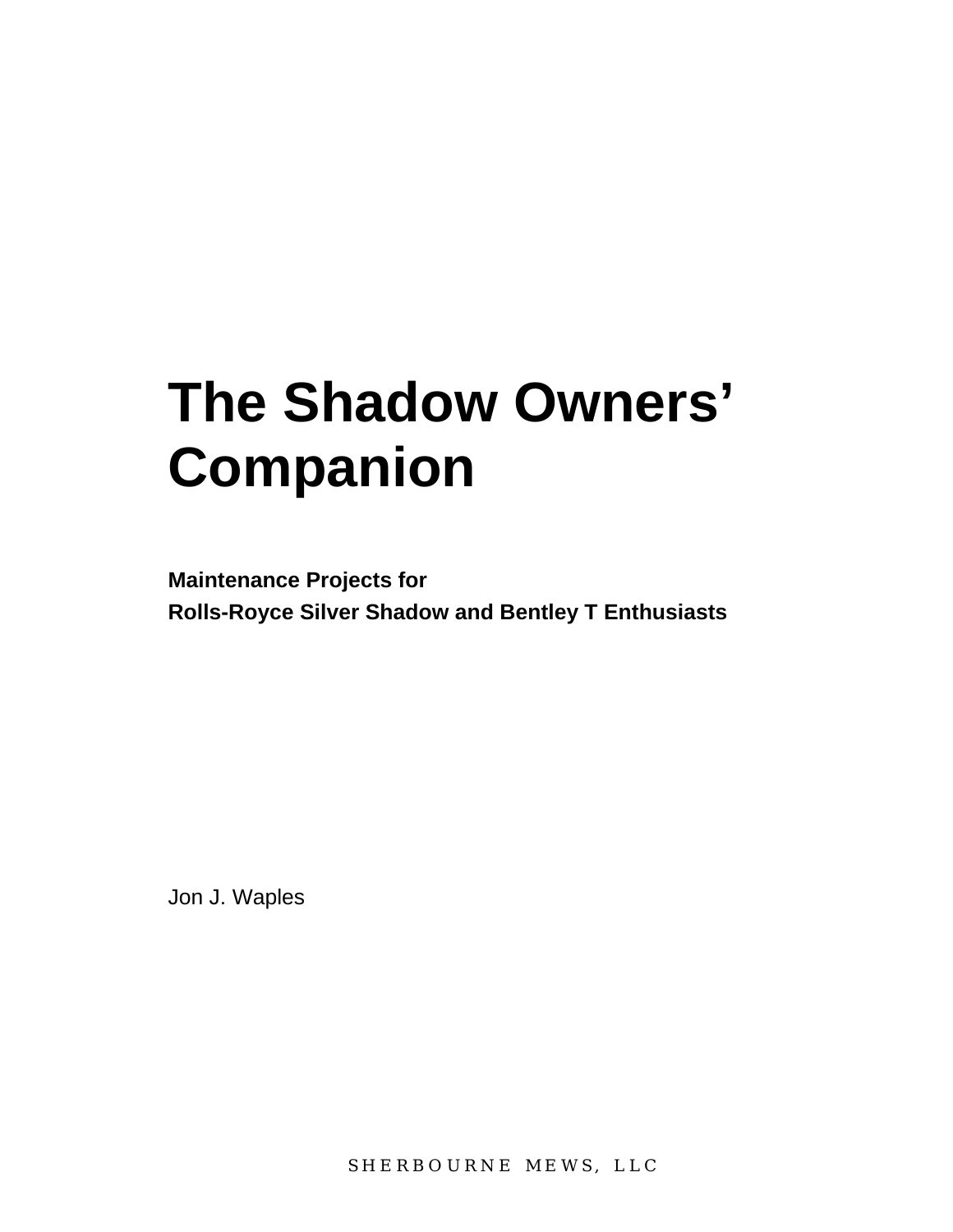# The Shadow Owners' Companion

**Maintenance Projects for**
**Rolls-Royce Silver Shadow and Bentley T Enthusiasts**

Jon J. Waples

SHERBOURNE MEWS, LLC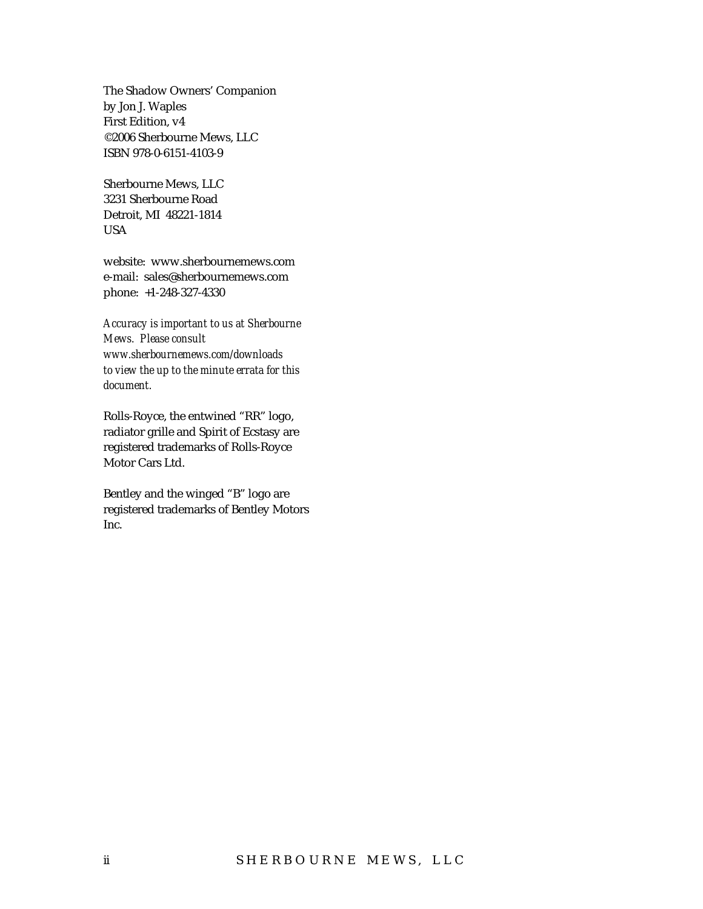The Shadow Owners' Companion
by Jon J. Waples
First Edition, v4
©2006 Sherbourne Mews, LLC
ISBN 978-0-6151-4103-9

Sherbourne Mews, LLC
3231 Sherbourne Road
Detroit, MI 48221-1814
USA

website: www.sherbournemews.com
e-mail: sales@sherbournemews.com
phone: +1-248-327-4330

*Accuracy is important to us at Sherbourne Mews. Please consult www.sherbournemews.com/downloads to view the up to the minute errata for this document.*

Rolls-Royce, the entwined "RR" logo, radiator grille and Spirit of Ecstasy are registered trademarks of Rolls-Royce Motor Cars Ltd.

Bentley and the winged "B" logo are registered trademarks of Bentley Motors Inc.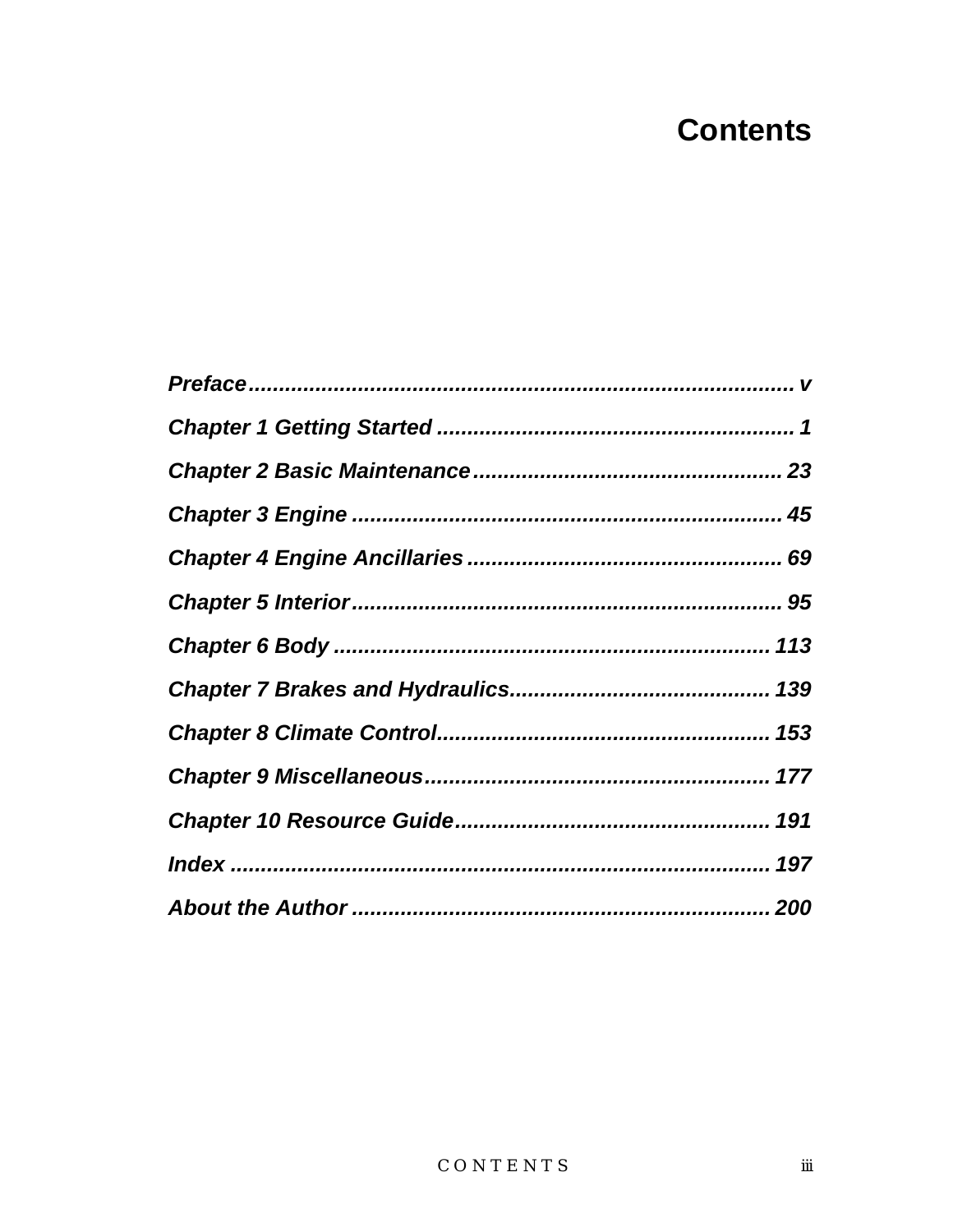# Contents

*Preface ........................................................................................ v*

*Chapter 1 Getting Started ........................................................ 1*

*Chapter 2 Basic Maintenance ................................................. 23*

*Chapter 3 Engine ..................................................................... 45*

*Chapter 4 Engine Ancillaries ................................................... 69*

*Chapter 5 Interior ..................................................................... 95*

*Chapter 6 Body ...................................................................... 113*

*Chapter 7 Brakes and Hydraulics ........................................... 139*

*Chapter 8 Climate Control ...................................................... 153*

*Chapter 9 Miscellaneous ........................................................ 177*

*Chapter 10 Resource Guide ................................................... 191*

*Index ...................................................................................... 197*

*About the Author .................................................................... 200*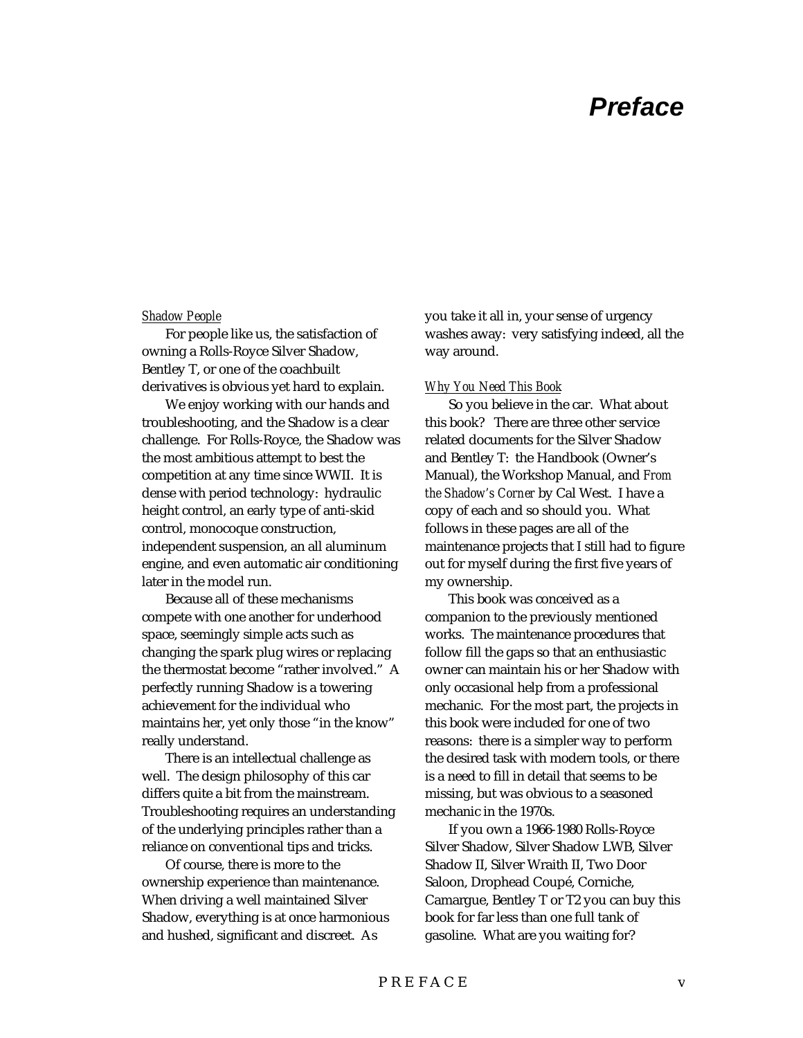# Preface

*Shadow People*

For people like us, the satisfaction of owning a Rolls-Royce Silver Shadow, Bentley T, or one of the coachbuilt derivatives is obvious yet hard to explain.

We enjoy working with our hands and troubleshooting, and the Shadow is a clear challenge. For Rolls-Royce, the Shadow was the most ambitious attempt to best the competition at any time since WWII. It is dense with period technology: hydraulic height control, an early type of anti-skid control, monocoque construction, independent suspension, an all aluminum engine, and even automatic air conditioning later in the model run.

Because all of these mechanisms compete with one another for underhood space, seemingly simple acts such as changing the spark plug wires or replacing the thermostat become "rather involved." A perfectly running Shadow is a towering achievement for the individual who maintains her, yet only those "in the know" really understand.

There is an intellectual challenge as well. The design philosophy of this car differs quite a bit from the mainstream. Troubleshooting requires an understanding of the underlying principles rather than a reliance on conventional tips and tricks.

Of course, there is more to the ownership experience than maintenance. When driving a well maintained Silver Shadow, everything is at once harmonious and hushed, significant and discreet. As you take it all in, your sense of urgency washes away: very satisfying indeed, all the way around.

*Why You Need This Book*

So you believe in the car. What about this book? There are three other service related documents for the Silver Shadow and Bentley T: the Handbook (Owner's Manual), the Workshop Manual, and *From the Shadow's Corner* by Cal West. I have a copy of each and so should you. What follows in these pages are all of the maintenance projects that I still had to figure out for myself during the first five years of my ownership.

This book was conceived as a companion to the previously mentioned works. The maintenance procedures that follow fill the gaps so that an enthusiastic owner can maintain his or her Shadow with only occasional help from a professional mechanic. For the most part, the projects in this book were included for one of two reasons: there is a simpler way to perform the desired task with modern tools, or there is a need to fill in detail that seems to be missing, but was obvious to a seasoned mechanic in the 1970s.

If you own a 1966-1980 Rolls-Royce Silver Shadow, Silver Shadow LWB, Silver Shadow II, Silver Wraith II, Two Door Saloon, Drophead Coupé, Corniche, Camargue, Bentley T or T2 you can buy this book for far less than one full tank of gasoline. What are you waiting for?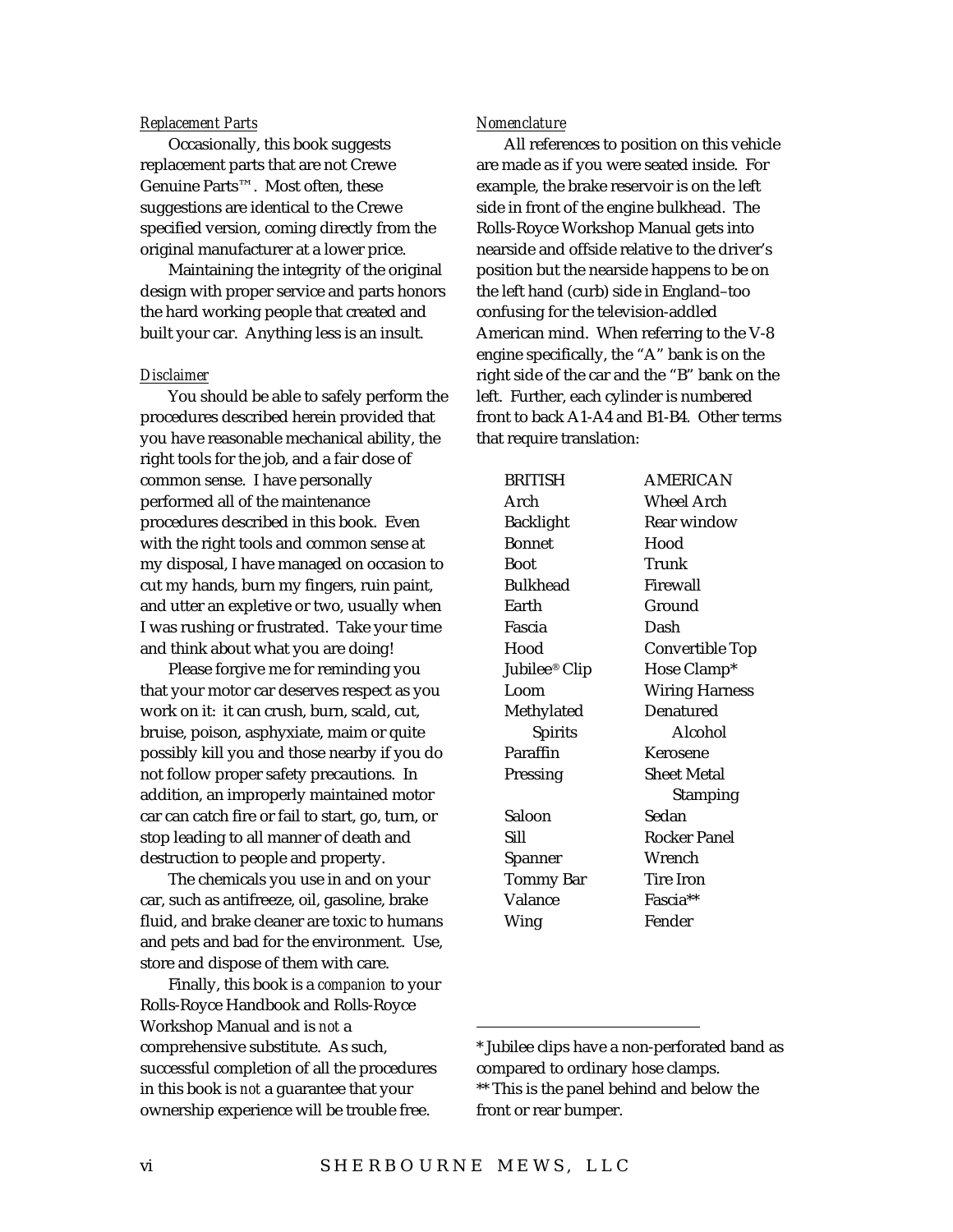*Replacement Parts*

Occasionally, this book suggests replacement parts that are not Crewe Genuine Parts™. Most often, these suggestions are identical to the Crewe specified version, coming directly from the original manufacturer at a lower price.

Maintaining the integrity of the original design with proper service and parts honors the hard working people that created and built your car. Anything less is an insult.

*Disclaimer*

You should be able to safely perform the procedures described herein provided that you have reasonable mechanical ability, the right tools for the job, and a fair dose of common sense. I have personally performed all of the maintenance procedures described in this book. Even with the right tools and common sense at my disposal, I have managed on occasion to cut my hands, burn my fingers, ruin paint, and utter an expletive or two, usually when I was rushing or frustrated. Take your time and think about what you are doing!

Please forgive me for reminding you that your motor car deserves respect as you work on it: it can crush, burn, scald, cut, bruise, poison, asphyxiate, maim or quite possibly kill you and those nearby if you do not follow proper safety precautions. In addition, an improperly maintained motor car can catch fire or fail to start, go, turn, or stop leading to all manner of death and destruction to people and property.

The chemicals you use in and on your car, such as antifreeze, oil, gasoline, brake fluid, and brake cleaner are toxic to humans and pets and bad for the environment. Use, store and dispose of them with care.

Finally, this book is a *companion* to your Rolls-Royce Handbook and Rolls-Royce Workshop Manual and is *not* a comprehensive substitute. As such, successful completion of all the procedures in this book is *not* a guarantee that your ownership experience will be trouble free.

*Nomenclature*

All references to position on this vehicle are made as if you were seated inside. For example, the brake reservoir is on the left side in front of the engine bulkhead. The Rolls-Royce Workshop Manual gets into nearside and offside relative to the driver's position but the nearside happens to be on the left hand (curb) side in England–too confusing for the television-addled American mind. When referring to the V-8 engine specifically, the "A" bank is on the right side of the car and the "B" bank on the left. Further, each cylinder is numbered front to back A1-A4 and B1-B4. Other terms that require translation:

| BRITISH | AMERICAN |
| --- | --- |
| Arch | Wheel Arch |
| Backlight | Rear window |
| Bonnet | Hood |
| Boot | Trunk |
| Bulkhead | Firewall |
| Earth | Ground |
| Fascia | Dash |
| Hood | Convertible Top |
| Jubilee® Clip | Hose Clamp* |
| Loom | Wiring Harness |
| Methylated Spirits | Denatured Alcohol |
| Paraffin | Kerosene |
| Pressing | Sheet Metal Stamping |
| Saloon | Sedan |
| Sill | Rocker Panel |
| Spanner | Wrench |
| Tommy Bar | Tire Iron |
| Valance | Fascia** |
| Wing | Fender |

---

* Jubilee clips have a non-perforated band as compared to ordinary hose clamps.

** This is the panel behind and below the front or rear bumper.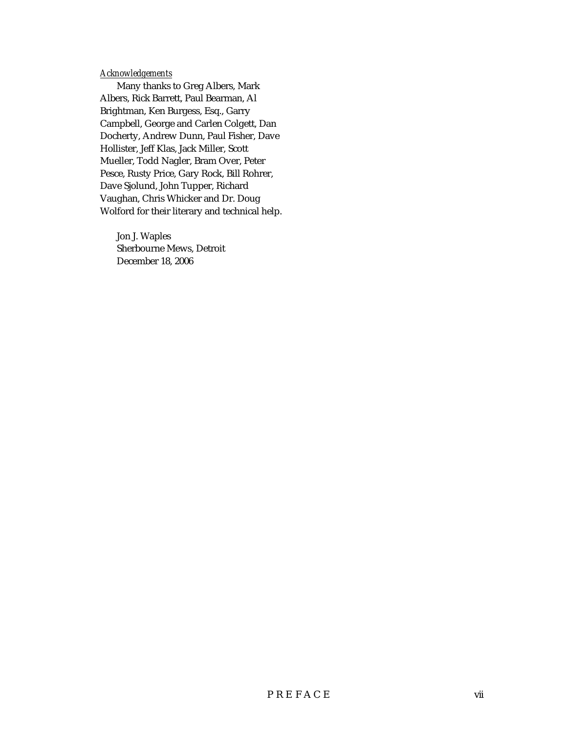*Acknowledgements*

Many thanks to Greg Albers, Mark Albers, Rick Barrett, Paul Bearman, Al Brightman, Ken Burgess, Esq., Garry Campbell, George and Carlen Colgett, Dan Docherty, Andrew Dunn, Paul Fisher, Dave Hollister, Jeff Klas, Jack Miller, Scott Mueller, Todd Nagler, Bram Over, Peter Pesce, Rusty Price, Gary Rock, Bill Rohrer, Dave Sjolund, John Tupper, Richard Vaughan, Chris Whicker and Dr. Doug Wolford for their literary and technical help.

Jon J. Waples
Sherbourne Mews, Detroit
December 18, 2006